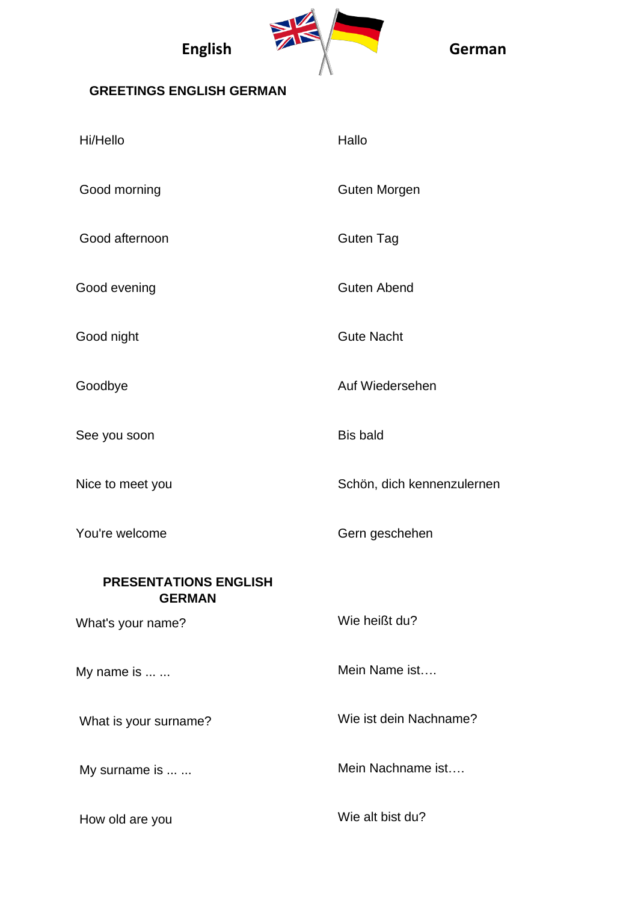| English | German |
| --- | --- |

## GREETINGS ENGLISH GERMAN

| | |
| --- | --- |
| Hi/Hello | Hallo |
| Good morning | Guten Morgen |
| Good afternoon | Guten Tag |
| Good evening | Guten Abend |
| Good night | Gute Nacht |
| Goodbye | Auf Wiedersehen |
| See you soon | Bis bald |
| Nice to meet you | Schön, dich kennenzulernen |
| You're welcome | Gern geschehen |

## PRESENTATIONS ENGLISH GERMAN

| | |
| --- | --- |
| What's your name? | Wie heißt du? |
| My name is ... ... | Mein Name ist…. |
| What is your surname? | Wie ist dein Nachname? |
| My surname is ... ... | Mein Nachname ist…. |
| How old are you | Wie alt bist du? |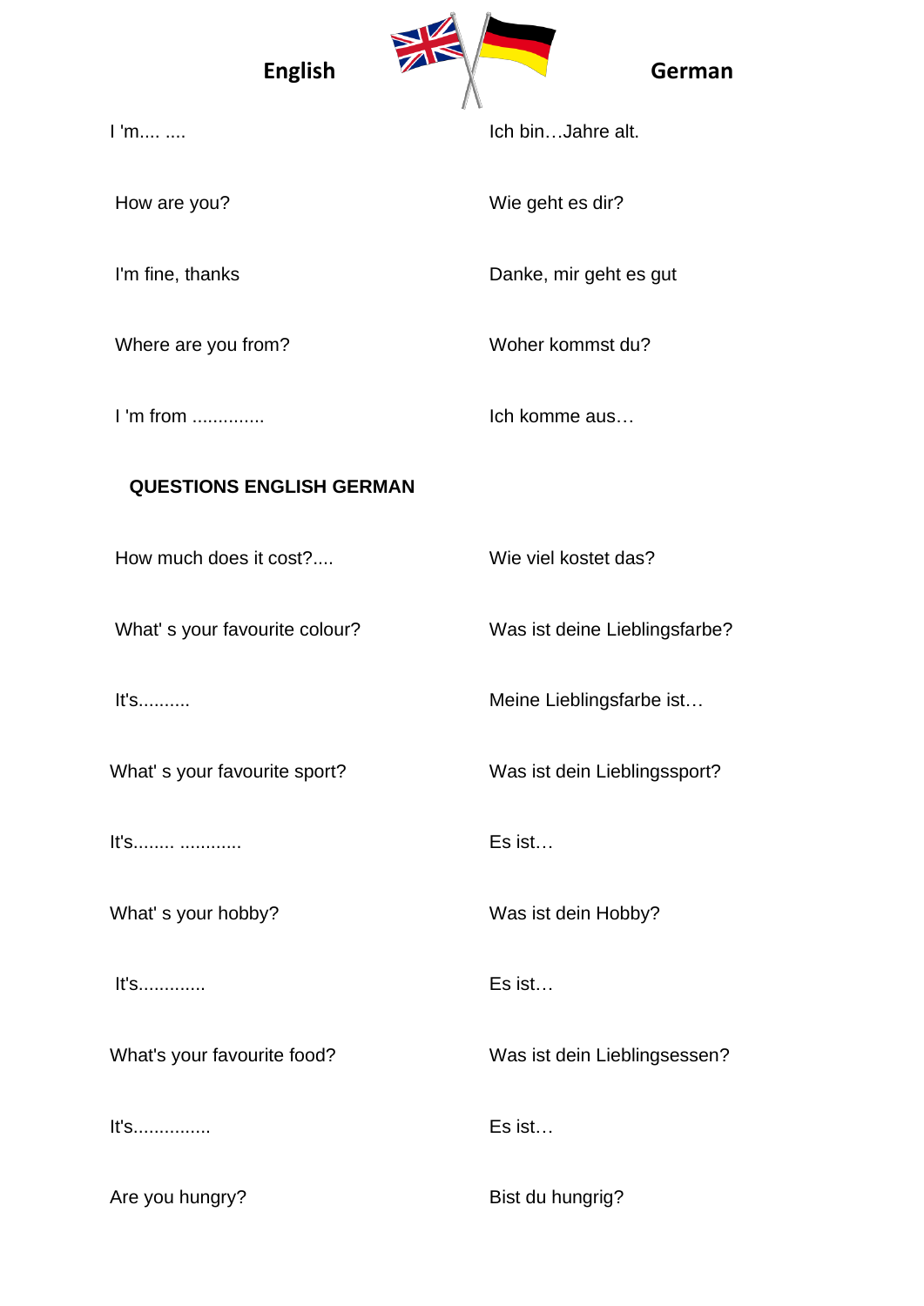| English | German |
| --- | --- |
| I 'm.... .... | Ich bin…Jahre alt. |
| How are you? | Wie geht es dir? |
| I'm fine, thanks | Danke, mir geht es gut |
| Where are you from? | Woher kommst du? |
| I 'm from .............. | Ich komme aus… |

**QUESTIONS ENGLISH GERMAN**

| | |
| --- | --- |
| How much does it cost?.... | Wie viel kostet das? |
| What' s your favourite colour? | Was ist deine Lieblingsfarbe? |
| It's.......... | Meine Lieblingsfarbe ist… |
| What' s your favourite sport? | Was ist dein Lieblingssport? |
| It's........ ............ | Es ist… |
| What' s your hobby? | Was ist dein Hobby? |
| It's............ | Es ist… |
| What's your favourite food? | Was ist dein Lieblingsessen? |
| It's.............. | Es ist… |
| Are you hungry? | Bist du hungrig? |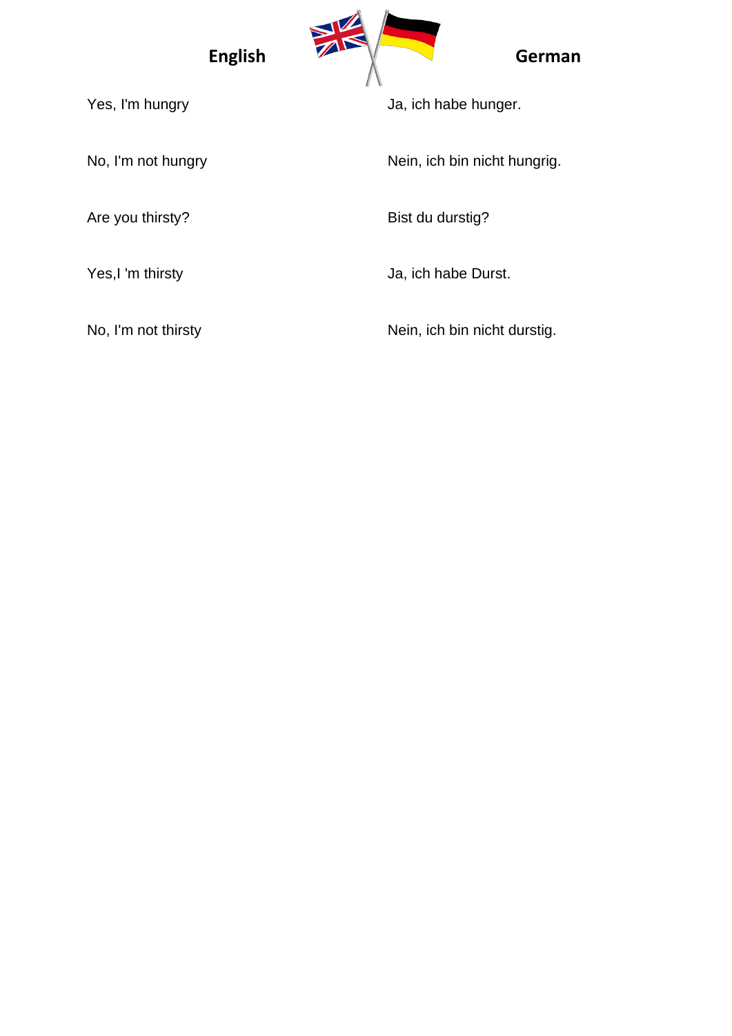| English | German |
| --- | --- |
| Yes, I'm hungry | Ja, ich habe hunger. |
| No, I'm not hungry | Nein, ich bin nicht hungrig. |
| Are you thirsty? | Bist du durstig? |
| Yes,I 'm thirsty | Ja, ich habe Durst. |
| No, I'm not thirsty | Nein, ich bin nicht durstig. |